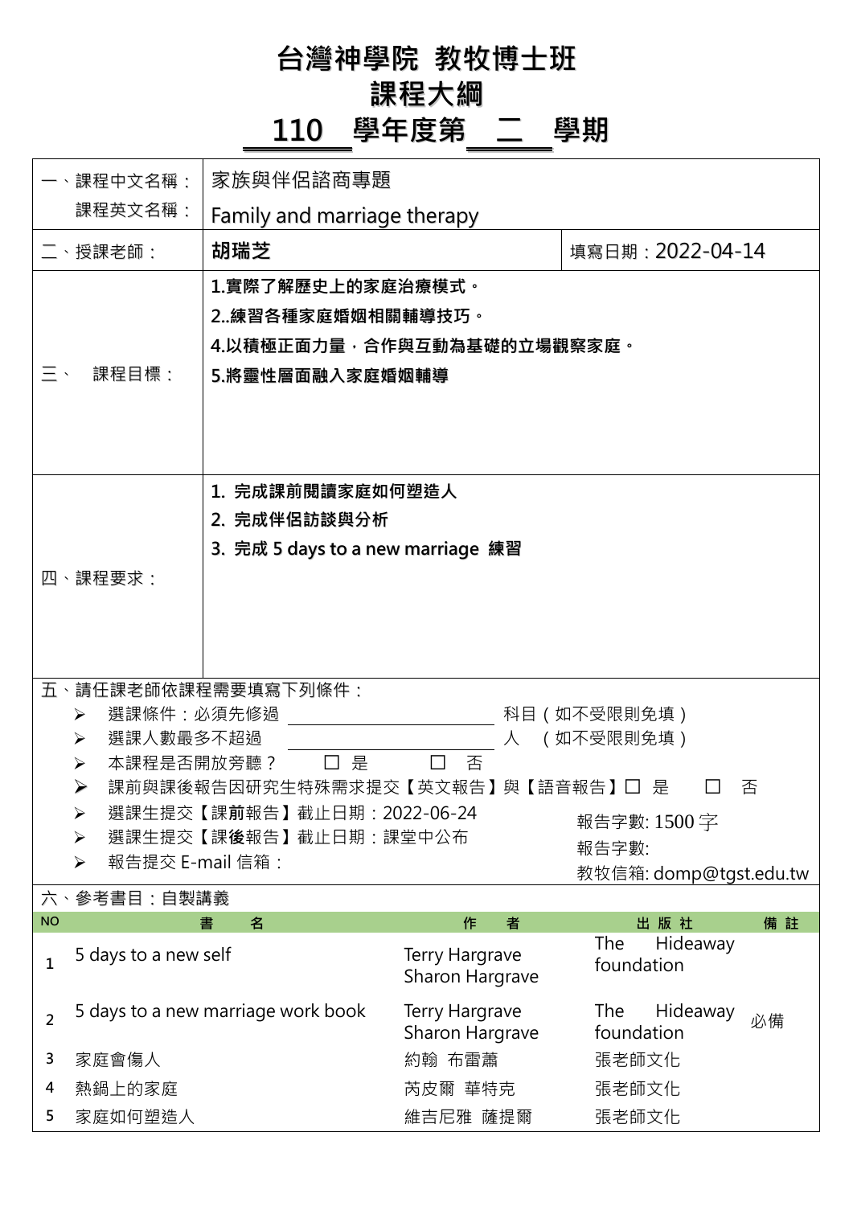# 台灣神學院 教牧博士班
# 課程大綱
# 110 學年度第 二 學期

| | | |
|---|---|---|
| 一、課程中文名稱：<br>課程英文名稱： | 家族與伴侶諮商專題<br>Family and marriage therapy | |
| 二、授課老師： | **胡瑞芝** | 填寫日期：2022-04-14 |
| 三、 課程目標： | **1.實際了解歷史上的家庭治療模式。**<br>**2..練習各種家庭婚姻相關輔導技巧。**<br>**4.以積極正面力量，合作與互動為基礎的立場觀察家庭。**<br>**5.將靈性層面融入家庭婚姻輔導** | |
| 四、課程要求： | **1. 完成課前閱讀家庭如何塑造人**<br>**2. 完成伴侶訪談與分析**<br>**3. 完成 5 days to a new marriage 練習** | |

五、請任課老師依課程需要填寫下列條件：

- 選課條件：必須先修過 ________________ 科目（如不受限則免填）
- 選課人數最多不超過 ________________ 人 （如不受限則免填）
- 本課程是否開放旁聽？ ☐ 是 ☐ 否
- 課前與課後報告因研究生特殊需求提交【英文報告】與【語音報告】☐ 是 ☐ 否
- 選課生提交【課**前**報告】截止日期：2022-06-24　　報告字數: 1500 字
- 選課生提交【課**後**報告】截止日期：課堂中公布　　報告字數:
- 報告提交 E-mail 信箱：　　教牧信箱: domp@tgst.edu.tw

六、參考書目：自製講義

| NO | 書 名 | 作 者 | 出 版 社 | 備 註 |
|---|---|---|---|---|
| 1 | 5 days to a new self | Terry Hargrave<br>Sharon Hargrave | The Hideaway foundation | |
| 2 | 5 days to a new marriage work book | Terry Hargrave<br>Sharon Hargrave | The Hideaway foundation | 必備 |
| 3 | 家庭會傷人 | 約翰 布雷蕭 | 張老師文化 | |
| 4 | 熱鍋上的家庭 | 芮皮爾 華特克 | 張老師文化 | |
| 5 | 家庭如何塑造人 | 維吉尼雅 薩提爾 | 張老師文化 | |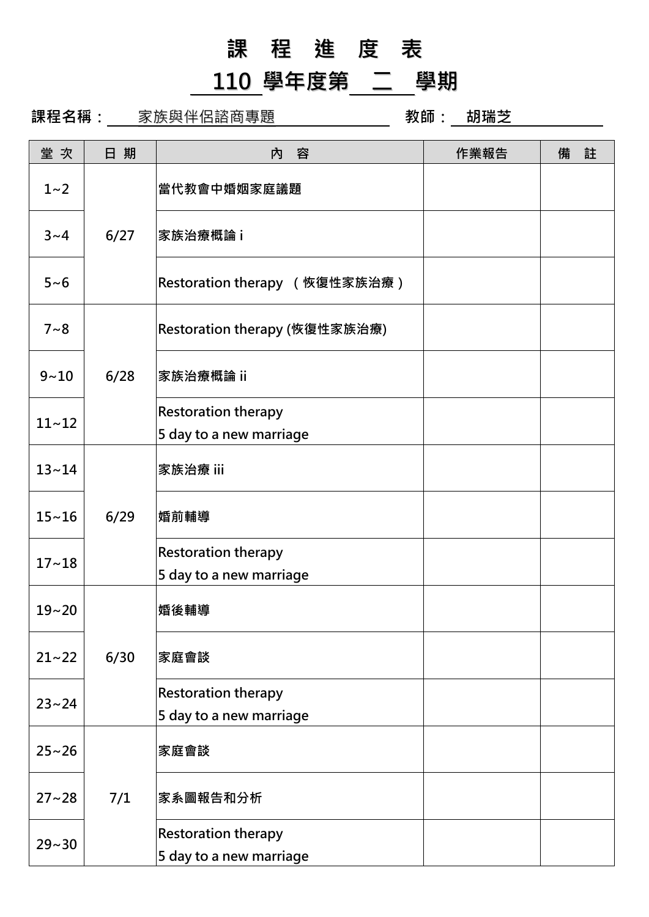# 課 程 進 度 表

## 110 學年度第 二 學期

**課程名稱：** 家族與伴侶諮商專題　　**教師：** 胡瑞芝

| 堂 次 | 日 期 | 內 容 | 作業報告 | 備 註 |
|---|---|---|---|---|
| 1~2 | 6/27 | 當代教會中婚姻家庭議題 | | |
| 3~4 | | 家族治療概論 i | | |
| 5~6 | | Restoration therapy （恢復性家族治療） | | |
| 7~8 | 6/28 | Restoration therapy (恢復性家族治療) | | |
| 9~10 | | 家族治療概論 ii | | |
| 11~12 | | Restoration therapy<br>5 day to a new marriage | | |
| 13~14 | 6/29 | 家族治療 iii | | |
| 15~16 | | 婚前輔導 | | |
| 17~18 | | Restoration therapy<br>5 day to a new marriage | | |
| 19~20 | 6/30 | 婚後輔導 | | |
| 21~22 | | 家庭會談 | | |
| 23~24 | | Restoration therapy<br>5 day to a new marriage | | |
| 25~26 | 7/1 | 家庭會談 | | |
| 27~28 | | 家系圖報告和分析 | | |
| 29~30 | | Restoration therapy<br>5 day to a new marriage | | |